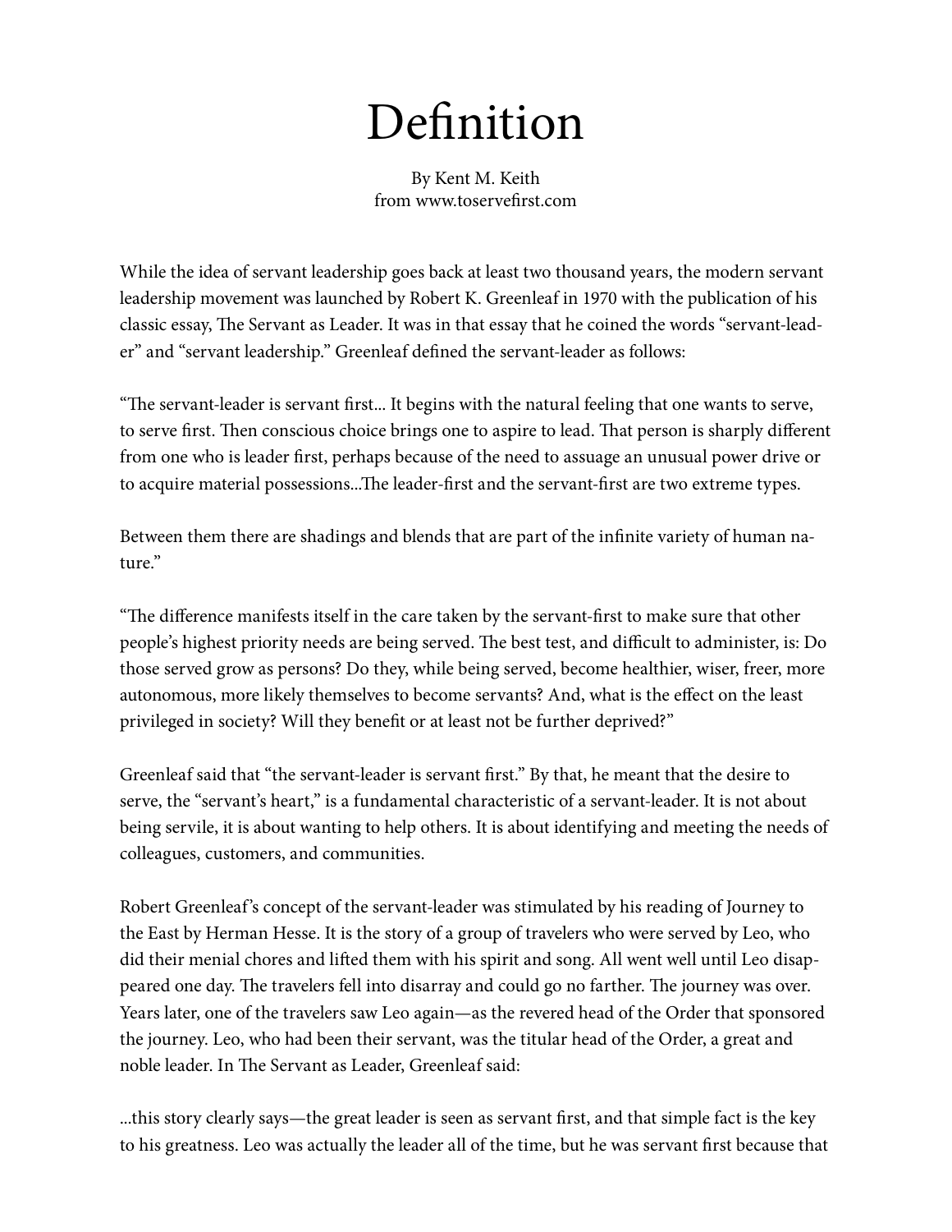# Definition

By Kent M. Keith
from www.toservefirst.com

While the idea of servant leadership goes back at least two thousand years, the modern servant leadership movement was launched by Robert K. Greenleaf in 1970 with the publication of his classic essay, The Servant as Leader. It was in that essay that he coined the words "servant-leader" and "servant leadership." Greenleaf defined the servant-leader as follows:

"The servant-leader is servant first... It begins with the natural feeling that one wants to serve, to serve first. Then conscious choice brings one to aspire to lead. That person is sharply different from one who is leader first, perhaps because of the need to assuage an unusual power drive or to acquire material possessions...The leader-first and the servant-first are two extreme types.

Between them there are shadings and blends that are part of the infinite variety of human nature."

"The difference manifests itself in the care taken by the servant-first to make sure that other people's highest priority needs are being served. The best test, and difficult to administer, is: Do those served grow as persons? Do they, while being served, become healthier, wiser, freer, more autonomous, more likely themselves to become servants? And, what is the effect on the least privileged in society? Will they benefit or at least not be further deprived?"

Greenleaf said that "the servant-leader is servant first." By that, he meant that the desire to serve, the "servant's heart," is a fundamental characteristic of a servant-leader. It is not about being servile, it is about wanting to help others. It is about identifying and meeting the needs of colleagues, customers, and communities.

Robert Greenleaf's concept of the servant-leader was stimulated by his reading of Journey to the East by Herman Hesse. It is the story of a group of travelers who were served by Leo, who did their menial chores and lifted them with his spirit and song. All went well until Leo disappeared one day. The travelers fell into disarray and could go no farther. The journey was over. Years later, one of the travelers saw Leo again—as the revered head of the Order that sponsored the journey. Leo, who had been their servant, was the titular head of the Order, a great and noble leader. In The Servant as Leader, Greenleaf said:

...this story clearly says—the great leader is seen as servant first, and that simple fact is the key to his greatness. Leo was actually the leader all of the time, but he was servant first because that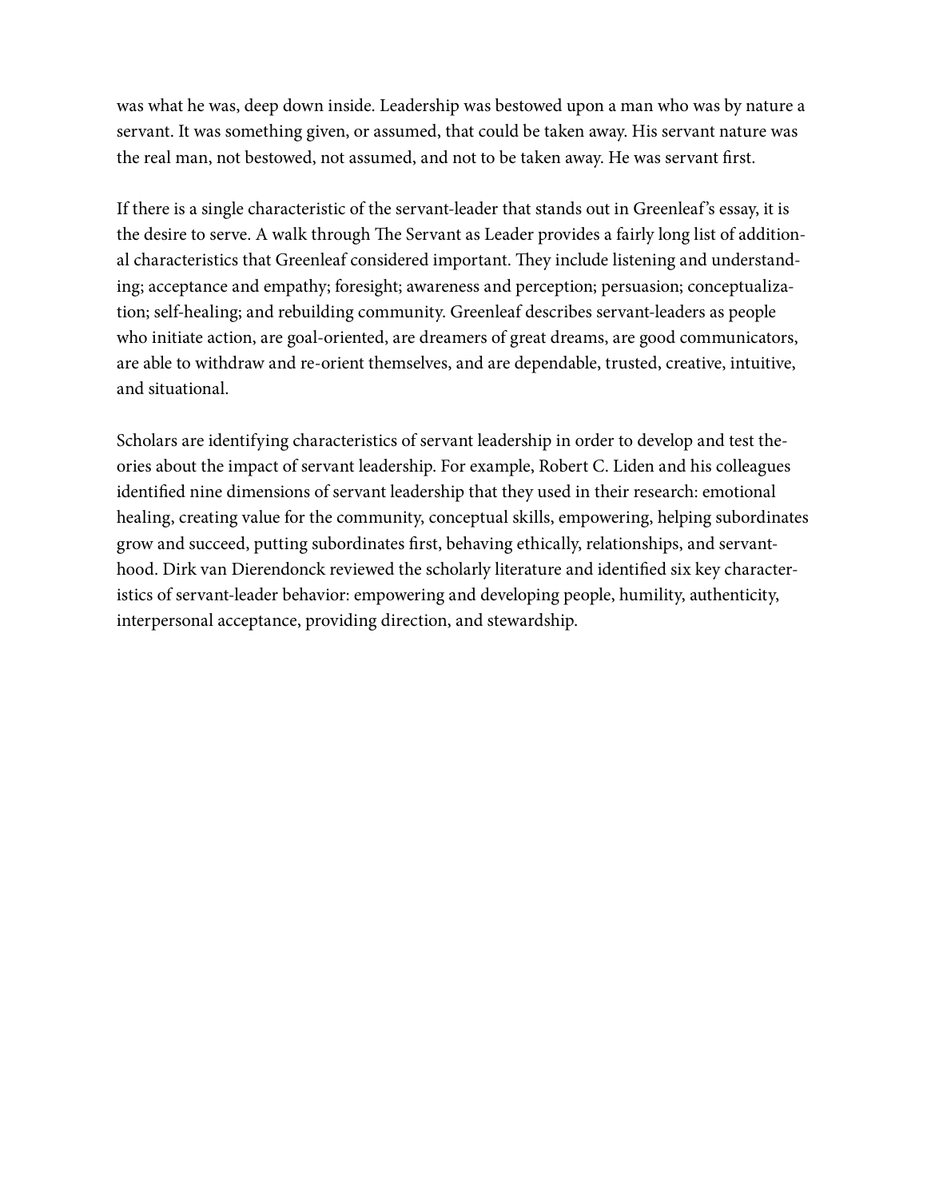was what he was, deep down inside. Leadership was bestowed upon a man who was by nature a servant. It was something given, or assumed, that could be taken away. His servant nature was the real man, not bestowed, not assumed, and not to be taken away. He was servant first.

If there is a single characteristic of the servant-leader that stands out in Greenleaf's essay, it is the desire to serve. A walk through The Servant as Leader provides a fairly long list of additional characteristics that Greenleaf considered important. They include listening and understanding; acceptance and empathy; foresight; awareness and perception; persuasion; conceptualization; self-healing; and rebuilding community. Greenleaf describes servant-leaders as people who initiate action, are goal-oriented, are dreamers of great dreams, are good communicators, are able to withdraw and re-orient themselves, and are dependable, trusted, creative, intuitive, and situational.

Scholars are identifying characteristics of servant leadership in order to develop and test theories about the impact of servant leadership. For example, Robert C. Liden and his colleagues identified nine dimensions of servant leadership that they used in their research: emotional healing, creating value for the community, conceptual skills, empowering, helping subordinates grow and succeed, putting subordinates first, behaving ethically, relationships, and servanthood. Dirk van Dierendonck reviewed the scholarly literature and identified six key characteristics of servant-leader behavior: empowering and developing people, humility, authenticity, interpersonal acceptance, providing direction, and stewardship.